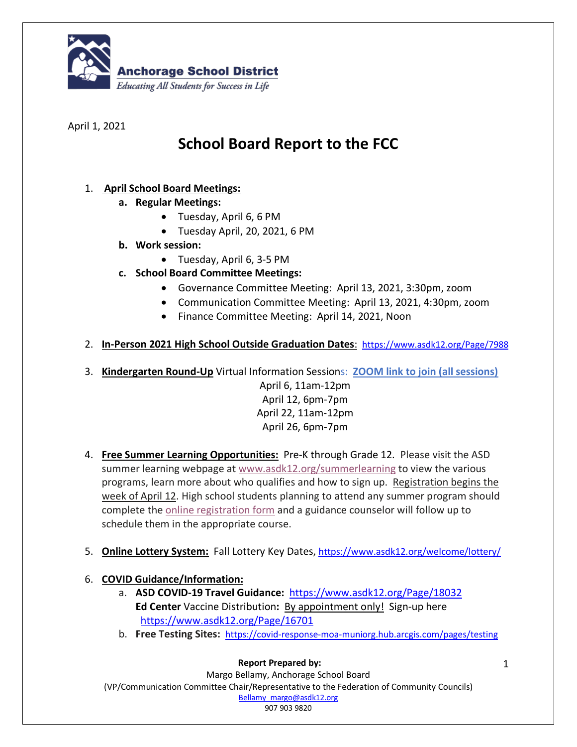**Anchorage School District**
*Educating All Students for Success in Life*

April 1, 2021

# School Board Report to the FCC

1. **April School Board Meetings:**
   a. **Regular Meetings:**
      - Tuesday, April 6, 6 PM
      - Tuesday April, 20, 2021, 6 PM
   
   b. **Work session:**
      - Tuesday, April 6, 3-5 PM
   
   c. **School Board Committee Meetings:**
      - Governance Committee Meeting: April 13, 2021, 3:30pm, zoom
      - Communication Committee Meeting: April 13, 2021, 4:30pm, zoom
      - Finance Committee Meeting: April 14, 2021, Noon

2. **In-Person 2021 High School Outside Graduation Dates**: https://www.asdk12.org/Page/7988

3. **Kindergarten Round-Up** Virtual Information Sessions: **ZOOM link to join (all sessions)**
   
   April 6, 11am-12pm
   April 12, 6pm-7pm
   April 22, 11am-12pm
   April 26, 6pm-7pm

4. **Free Summer Learning Opportunities:** Pre-K through Grade 12. Please visit the ASD summer learning webpage at www.asdk12.org/summerlearning to view the various programs, learn more about who qualifies and how to sign up. Registration begins the week of April 12. High school students planning to attend any summer program should complete the online registration form and a guidance counselor will follow up to schedule them in the appropriate course.

5. **Online Lottery System:** Fall Lottery Key Dates, https://www.asdk12.org/welcome/lottery/

6. **COVID Guidance/Information:**
   a. **ASD COVID-19 Travel Guidance:** https://www.asdk12.org/Page/18032
      **Ed Center** Vaccine Distribution**:** By appointment only! Sign-up here https://www.asdk12.org/Page/16701
   
   b. **Free Testing Sites:** https://covid-response-moa-muniorg.hub.arcgis.com/pages/testing

**Report Prepared by:**
Margo Bellamy, Anchorage School Board
(VP/Communication Committee Chair/Representative to the Federation of Community Councils)
Bellamy_margo@asdk12.org
907 903 9820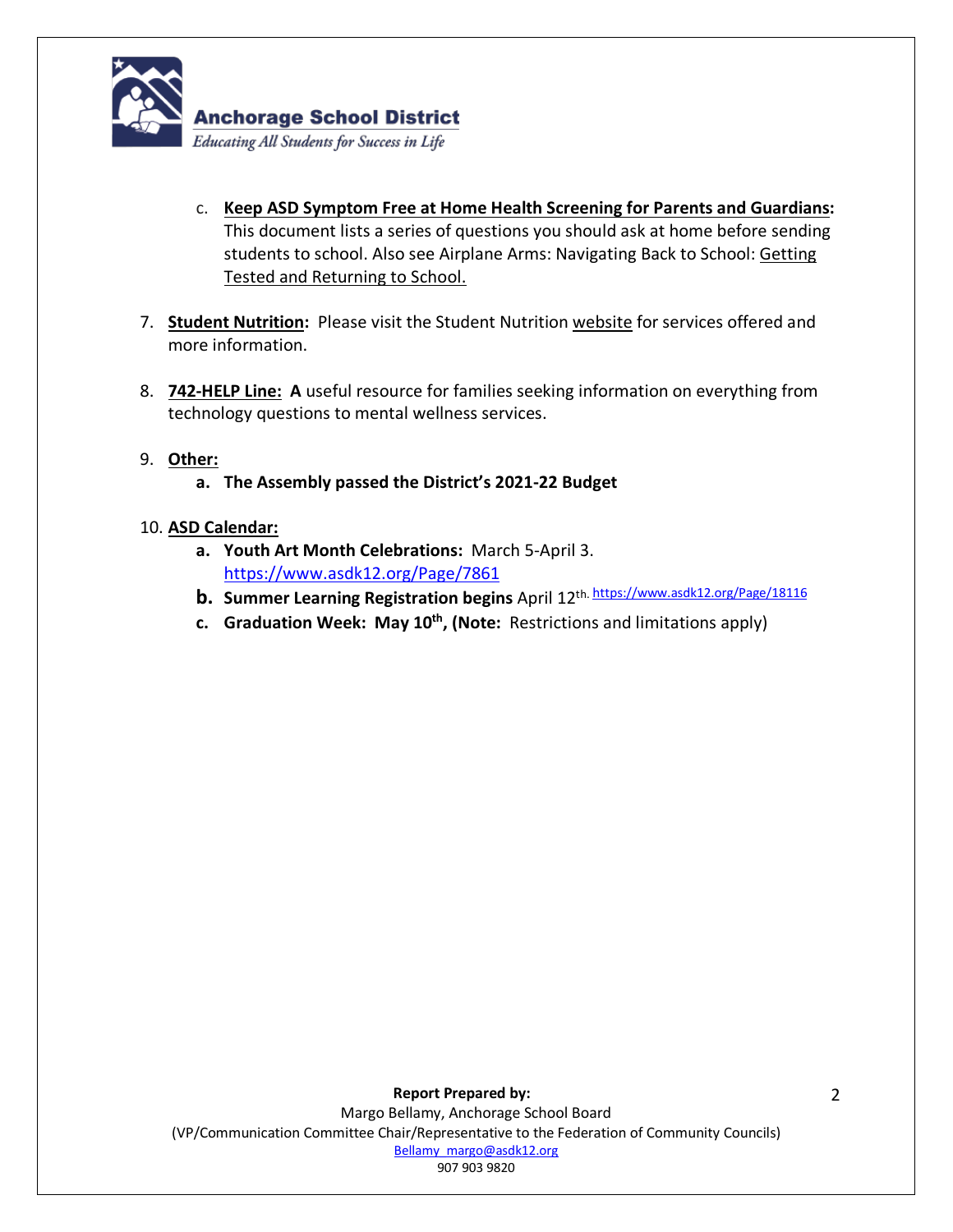c. **Keep ASD Symptom Free at Home Health Screening for Parents and Guardians:** This document lists a series of questions you should ask at home before sending students to school. Also see Airplane Arms: Navigating Back to School: Getting Tested and Returning to School.

7. **Student Nutrition:** Please visit the Student Nutrition website for services offered and more information.

8. **742-HELP Line:** **A** useful resource for families seeking information on everything from technology questions to mental wellness services.

9. **Other:**
   a. **The Assembly passed the District's 2021-22 Budget**

10. **ASD Calendar:**
    a. **Youth Art Month Celebrations:** March 5-April 3. https://www.asdk12.org/Page/7861
    b. **Summer Learning Registration begins** April 12th. https://www.asdk12.org/Page/18116
    c. **Graduation Week: May 10th, (Note:** Restrictions and limitations apply)

**Report Prepared by:**
Margo Bellamy, Anchorage School Board
(VP/Communication Committee Chair/Representative to the Federation of Community Councils)
Bellamy_margo@asdk12.org
907 903 9820